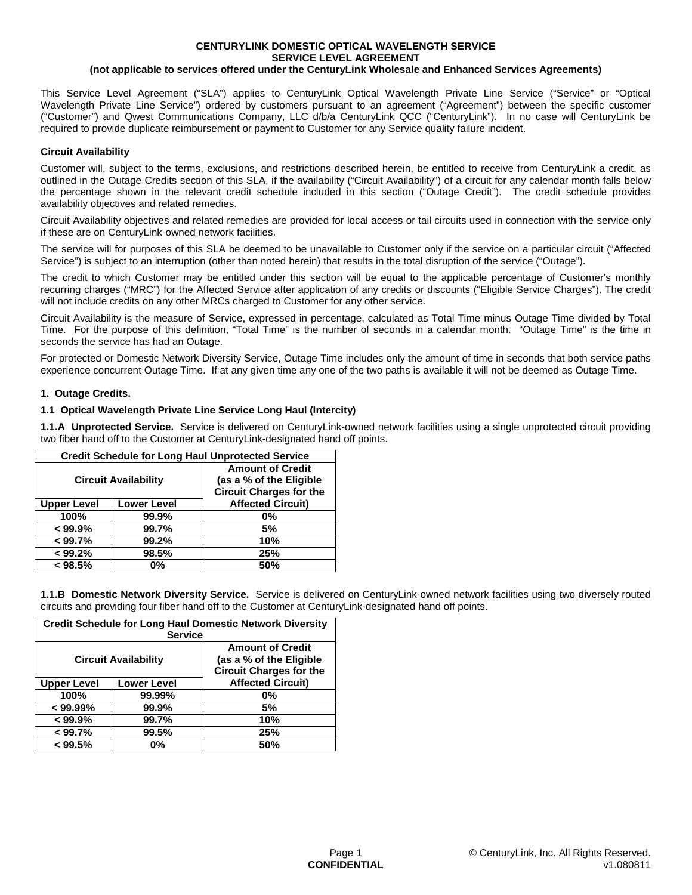**CENTURYLINK DOMESTIC OPTICAL WAVELENGTH SERVICE**
**SERVICE LEVEL AGREEMENT**
**(not applicable to services offered under the CenturyLink Wholesale and Enhanced Services Agreements)**

This Service Level Agreement ("SLA") applies to CenturyLink Optical Wavelength Private Line Service ("Service" or "Optical Wavelength Private Line Service") ordered by customers pursuant to an agreement ("Agreement") between the specific customer ("Customer") and Qwest Communications Company, LLC d/b/a CenturyLink QCC ("CenturyLink"). In no case will CenturyLink be required to provide duplicate reimbursement or payment to Customer for any Service quality failure incident.

**Circuit Availability**

Customer will, subject to the terms, exclusions, and restrictions described herein, be entitled to receive from CenturyLink a credit, as outlined in the Outage Credits section of this SLA, if the availability ("Circuit Availability") of a circuit for any calendar month falls below the percentage shown in the relevant credit schedule included in this section ("Outage Credit"). The credit schedule provides availability objectives and related remedies.

Circuit Availability objectives and related remedies are provided for local access or tail circuits used in connection with the service only if these are on CenturyLink-owned network facilities.

The service will for purposes of this SLA be deemed to be unavailable to Customer only if the service on a particular circuit ("Affected Service") is subject to an interruption (other than noted herein) that results in the total disruption of the service ("Outage").

The credit to which Customer may be entitled under this section will be equal to the applicable percentage of Customer's monthly recurring charges ("MRC") for the Affected Service after application of any credits or discounts ("Eligible Service Charges"). The credit will not include credits on any other MRCs charged to Customer for any other service.

Circuit Availability is the measure of Service, expressed in percentage, calculated as Total Time minus Outage Time divided by Total Time. For the purpose of this definition, "Total Time" is the number of seconds in a calendar month. "Outage Time" is the time in seconds the service has had an Outage.

For protected or Domestic Network Diversity Service, Outage Time includes only the amount of time in seconds that both service paths experience concurrent Outage Time. If at any given time any one of the two paths is available it will not be deemed as Outage Time.

**1. Outage Credits.**

**1.1 Optical Wavelength Private Line Service Long Haul (Intercity)**

**1.1.A Unprotected Service.** Service is delivered on CenturyLink-owned network facilities using a single unprotected circuit providing two fiber hand off to the Customer at CenturyLink-designated hand off points.

| Credit Schedule for Long Haul Unprotected Service | | |
|---|---|---|
| Circuit Availability | | Amount of Credit (as a % of the Eligible Circuit Charges for the Affected Circuit) |
| Upper Level | Lower Level | |
| 100% | 99.9% | 0% |
| < 99.9% | 99.7% | 5% |
| < 99.7% | 99.2% | 10% |
| < 99.2% | 98.5% | 25% |
| < 98.5% | 0% | 50% |

**1.1.B Domestic Network Diversity Service.** Service is delivered on CenturyLink-owned network facilities using two diversely routed circuits and providing four fiber hand off to the Customer at CenturyLink-designated hand off points.

| Credit Schedule for Long Haul Domestic Network Diversity Service | | |
|---|---|---|
| Circuit Availability | | Amount of Credit (as a % of the Eligible Circuit Charges for the Affected Circuit) |
| Upper Level | Lower Level | |
| 100% | 99.99% | 0% |
| < 99.99% | 99.9% | 5% |
| < 99.9% | 99.7% | 10% |
| < 99.7% | 99.5% | 25% |
| < 99.5% | 0% | 50% |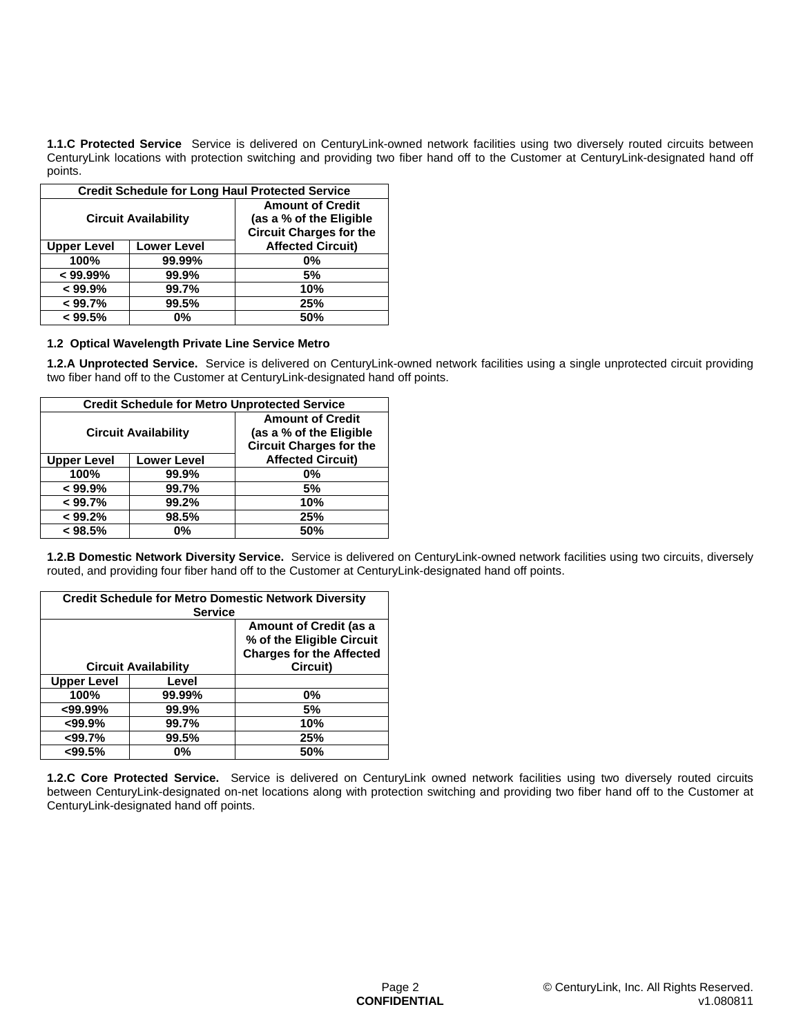**1.1.C Protected Service** Service is delivered on CenturyLink-owned network facilities using two diversely routed circuits between CenturyLink locations with protection switching and providing two fiber hand off to the Customer at CenturyLink-designated hand off points.

| Credit Schedule for Long Haul Protected Service | | |
|---|---|---|
| Circuit Availability | | Amount of Credit (as a % of the Eligible Circuit Charges for the Affected Circuit) |
| Upper Level | Lower Level | |
| 100% | 99.99% | 0% |
| < 99.99% | 99.9% | 5% |
| < 99.9% | 99.7% | 10% |
| < 99.7% | 99.5% | 25% |
| < 99.5% | 0% | 50% |

**1.2 Optical Wavelength Private Line Service Metro**

**1.2.A Unprotected Service.** Service is delivered on CenturyLink-owned network facilities using a single unprotected circuit providing two fiber hand off to the Customer at CenturyLink-designated hand off points.

| Credit Schedule for Metro Unprotected Service | | |
|---|---|---|
| Circuit Availability | | Amount of Credit (as a % of the Eligible Circuit Charges for the Affected Circuit) |
| Upper Level | Lower Level | |
| 100% | 99.9% | 0% |
| < 99.9% | 99.7% | 5% |
| < 99.7% | 99.2% | 10% |
| < 99.2% | 98.5% | 25% |
| < 98.5% | 0% | 50% |

**1.2.B Domestic Network Diversity Service.** Service is delivered on CenturyLink-owned network facilities using two circuits, diversely routed, and providing four fiber hand off to the Customer at CenturyLink-designated hand off points.

| Credit Schedule for Metro Domestic Network Diversity Service | | |
|---|---|---|
| Circuit Availability | | Amount of Credit (as a % of the Eligible Circuit Charges for the Affected Circuit) |
| Upper Level | Level | |
| 100% | 99.99% | 0% |
| <99.99% | 99.9% | 5% |
| <99.9% | 99.7% | 10% |
| <99.7% | 99.5% | 25% |
| <99.5% | 0% | 50% |

**1.2.C Core Protected Service.** Service is delivered on CenturyLink owned network facilities using two diversely routed circuits between CenturyLink-designated on-net locations along with protection switching and providing two fiber hand off to the Customer at CenturyLink-designated hand off points.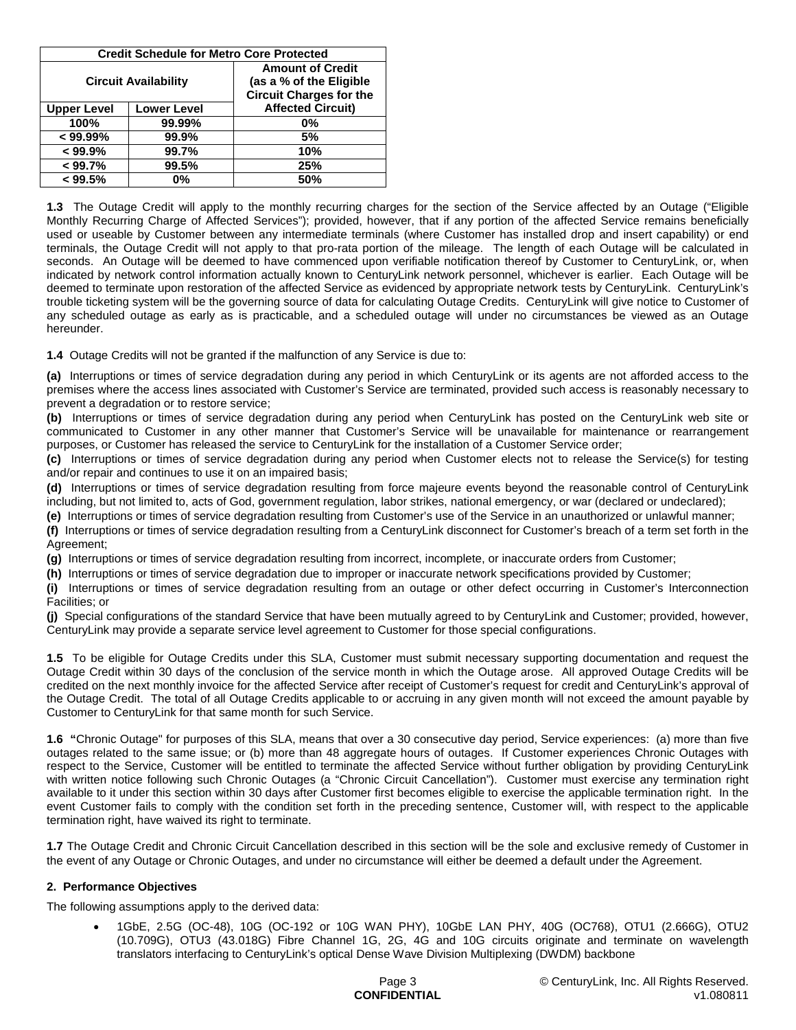| Credit Schedule for Metro Core Protected | | |
|---|---|---|
| Circuit Availability | | Amount of Credit (as a % of the Eligible Circuit Charges for the Affected Circuit) |
| Upper Level | Lower Level | |
| 100% | 99.99% | 0% |
| < 99.99% | 99.9% | 5% |
| < 99.9% | 99.7% | 10% |
| < 99.7% | 99.5% | 25% |
| < 99.5% | 0% | 50% |

**1.3** The Outage Credit will apply to the monthly recurring charges for the section of the Service affected by an Outage ("Eligible Monthly Recurring Charge of Affected Services"); provided, however, that if any portion of the affected Service remains beneficially used or useable by Customer between any intermediate terminals (where Customer has installed drop and insert capability) or end terminals, the Outage Credit will not apply to that pro-rata portion of the mileage. The length of each Outage will be calculated in seconds. An Outage will be deemed to have commenced upon verifiable notification thereof by Customer to CenturyLink, or, when indicated by network control information actually known to CenturyLink network personnel, whichever is earlier. Each Outage will be deemed to terminate upon restoration of the affected Service as evidenced by appropriate network tests by CenturyLink. CenturyLink's trouble ticketing system will be the governing source of data for calculating Outage Credits. CenturyLink will give notice to Customer of any scheduled outage as early as is practicable, and a scheduled outage will under no circumstances be viewed as an Outage hereunder.

**1.4** Outage Credits will not be granted if the malfunction of any Service is due to:

**(a)** Interruptions or times of service degradation during any period in which CenturyLink or its agents are not afforded access to the premises where the access lines associated with Customer's Service are terminated, provided such access is reasonably necessary to prevent a degradation or to restore service;
**(b)** Interruptions or times of service degradation during any period when CenturyLink has posted on the CenturyLink web site or communicated to Customer in any other manner that Customer's Service will be unavailable for maintenance or rearrangement purposes, or Customer has released the service to CenturyLink for the installation of a Customer Service order;
**(c)** Interruptions or times of service degradation during any period when Customer elects not to release the Service(s) for testing and/or repair and continues to use it on an impaired basis;
**(d)** Interruptions or times of service degradation resulting from force majeure events beyond the reasonable control of CenturyLink including, but not limited to, acts of God, government regulation, labor strikes, national emergency, or war (declared or undeclared);
**(e)** Interruptions or times of service degradation resulting from Customer's use of the Service in an unauthorized or unlawful manner;
**(f)** Interruptions or times of service degradation resulting from a CenturyLink disconnect for Customer's breach of a term set forth in the Agreement;
**(g)** Interruptions or times of service degradation resulting from incorrect, incomplete, or inaccurate orders from Customer;
**(h)** Interruptions or times of service degradation due to improper or inaccurate network specifications provided by Customer;
**(i)** Interruptions or times of service degradation resulting from an outage or other defect occurring in Customer's Interconnection Facilities; or
**(j)** Special configurations of the standard Service that have been mutually agreed to by CenturyLink and Customer; provided, however, CenturyLink may provide a separate service level agreement to Customer for those special configurations.

**1.5** To be eligible for Outage Credits under this SLA, Customer must submit necessary supporting documentation and request the Outage Credit within 30 days of the conclusion of the service month in which the Outage arose. All approved Outage Credits will be credited on the next monthly invoice for the affected Service after receipt of Customer's request for credit and CenturyLink's approval of the Outage Credit. The total of all Outage Credits applicable to or accruing in any given month will not exceed the amount payable by Customer to CenturyLink for that same month for such Service.

**1.6 "**Chronic Outage" for purposes of this SLA, means that over a 30 consecutive day period, Service experiences: (a) more than five outages related to the same issue; or (b) more than 48 aggregate hours of outages. If Customer experiences Chronic Outages with respect to the Service, Customer will be entitled to terminate the affected Service without further obligation by providing CenturyLink with written notice following such Chronic Outages (a "Chronic Circuit Cancellation"). Customer must exercise any termination right available to it under this section within 30 days after Customer first becomes eligible to exercise the applicable termination right. In the event Customer fails to comply with the condition set forth in the preceding sentence, Customer will, with respect to the applicable termination right, have waived its right to terminate.

**1.7** The Outage Credit and Chronic Circuit Cancellation described in this section will be the sole and exclusive remedy of Customer in the event of any Outage or Chronic Outages, and under no circumstance will either be deemed a default under the Agreement.

**2. Performance Objectives**

The following assumptions apply to the derived data:

- 1GbE, 2.5G (OC-48), 10G (OC-192 or 10G WAN PHY), 10GbE LAN PHY, 40G (OC768), OTU1 (2.666G), OTU2 (10.709G), OTU3 (43.018G) Fibre Channel 1G, 2G, 4G and 10G circuits originate and terminate on wavelength translators interfacing to CenturyLink's optical Dense Wave Division Multiplexing (DWDM) backbone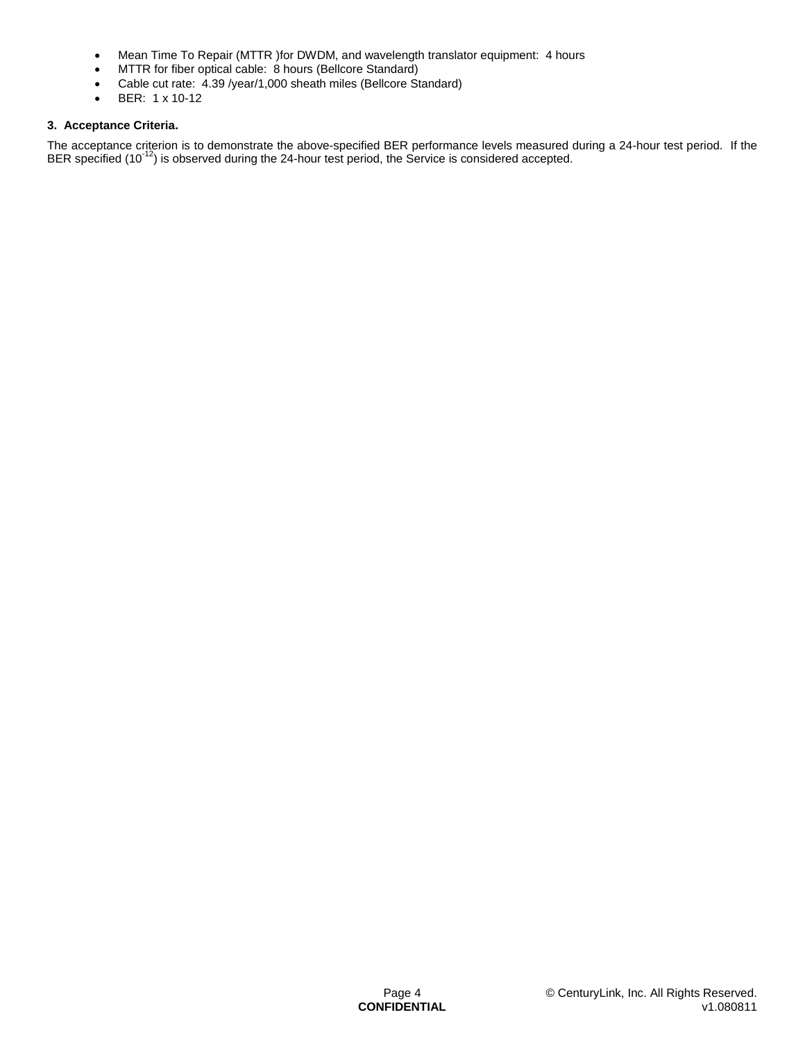- Mean Time To Repair (MTTR )for DWDM, and wavelength translator equipment:  4 hours
- MTTR for fiber optical cable:  8 hours (Bellcore Standard)
- Cable cut rate:  4.39 /year/1,000 sheath miles (Bellcore Standard)
- BER:  1 x 10-12

**3.  Acceptance Criteria.**

The acceptance criterion is to demonstrate the above-specified BER performance levels measured during a 24-hour test period.  If the BER specified ($10^{-12}$) is observed during the 24-hour test period, the Service is considered accepted.